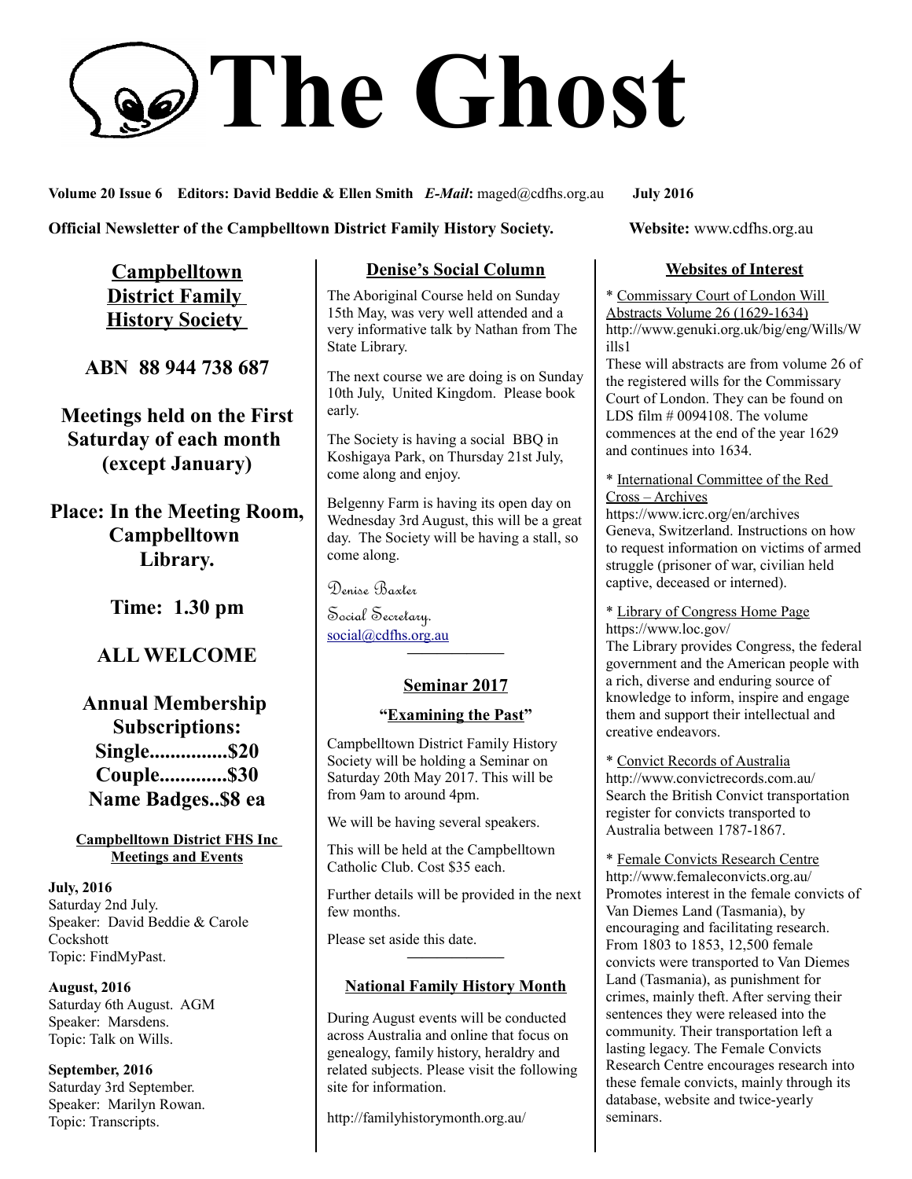# The Ghost

**Volume 20 Issue 6 Editors: David Beddie & Ellen Smith *E-Mail*:** maged@cdfhs.org.au **July 2016**

**Official Newsletter of the Campbelltown District Family History Society. Website:** www.cdfhs.org.au

## Campbelltown District Family History Society

**ABN 88 944 738 687**

**Meetings held on the First Saturday of each month (except January)**

**Place: In the Meeting Room, Campbelltown Library.**

**Time: 1.30 pm**

**ALL WELCOME**

**Annual Membership Subscriptions:**
**Single...............$20**
**Couple.............$30**
**Name Badges..$8 ea**

### Campbelltown District FHS Inc Meetings and Events

**July, 2016**
Saturday 2nd July.
Speaker: David Beddie & Carole Cockshott
Topic: FindMyPast.

**August, 2016**
Saturday 6th August. AGM
Speaker: Marsdens.
Topic: Talk on Wills.

**September, 2016**
Saturday 3rd September.
Speaker: Marilyn Rowan.
Topic: Transcripts.

## Denise's Social Column

The Aboriginal Course held on Sunday 15th May, was very well attended and a very informative talk by Nathan from The State Library.

The next course we are doing is on Sunday 10th July, United Kingdom. Please book early.

The Society is having a social BBQ in Koshigaya Park, on Thursday 21st July, come along and enjoy.

Belgenny Farm is having its open day on Wednesday 3rd August, this will be a great day. The Society will be having a stall, so come along.

Denise Baxter
Social Secretary.
social@cdfhs.org.au

## Seminar 2017

### "Examining the Past"

Campbelltown District Family History Society will be holding a Seminar on Saturday 20th May 2017. This will be from 9am to around 4pm.

We will be having several speakers.

This will be held at the Campbelltown Catholic Club. Cost $35 each.

Further details will be provided in the next few months.

Please set aside this date.

## National Family History Month

During August events will be conducted across Australia and online that focus on genealogy, family history, heraldry and related subjects. Please visit the following site for information.

http://familyhistorymonth.org.au/

## Websites of Interest

* Commissary Court of London Will Abstracts Volume 26 (1629-1634)
http://www.genuki.org.uk/big/eng/Wills/Wills1
These will abstracts are from volume 26 of the registered wills for the Commissary Court of London. They can be found on LDS film # 0094108. The volume commences at the end of the year 1629 and continues into 1634.

* International Committee of the Red Cross – Archives
https://www.icrc.org/en/archives
Geneva, Switzerland. Instructions on how to request information on victims of armed struggle (prisoner of war, civilian held captive, deceased or interned).

* Library of Congress Home Page
https://www.loc.gov/
The Library provides Congress, the federal government and the American people with a rich, diverse and enduring source of knowledge to inform, inspire and engage them and support their intellectual and creative endeavors.

* Convict Records of Australia
http://www.convictrecords.com.au/
Search the British Convict transportation register for convicts transported to Australia between 1787-1867.

* Female Convicts Research Centre
http://www.femaleconvicts.org.au/
Promotes interest in the female convicts of Van Diemes Land (Tasmania), by encouraging and facilitating research. From 1803 to 1853, 12,500 female convicts were transported to Van Diemes Land (Tasmania), as punishment for crimes, mainly theft. After serving their sentences they were released into the community. Their transportation left a lasting legacy. The Female Convicts Research Centre encourages research into these female convicts, mainly through its database, website and twice-yearly seminars.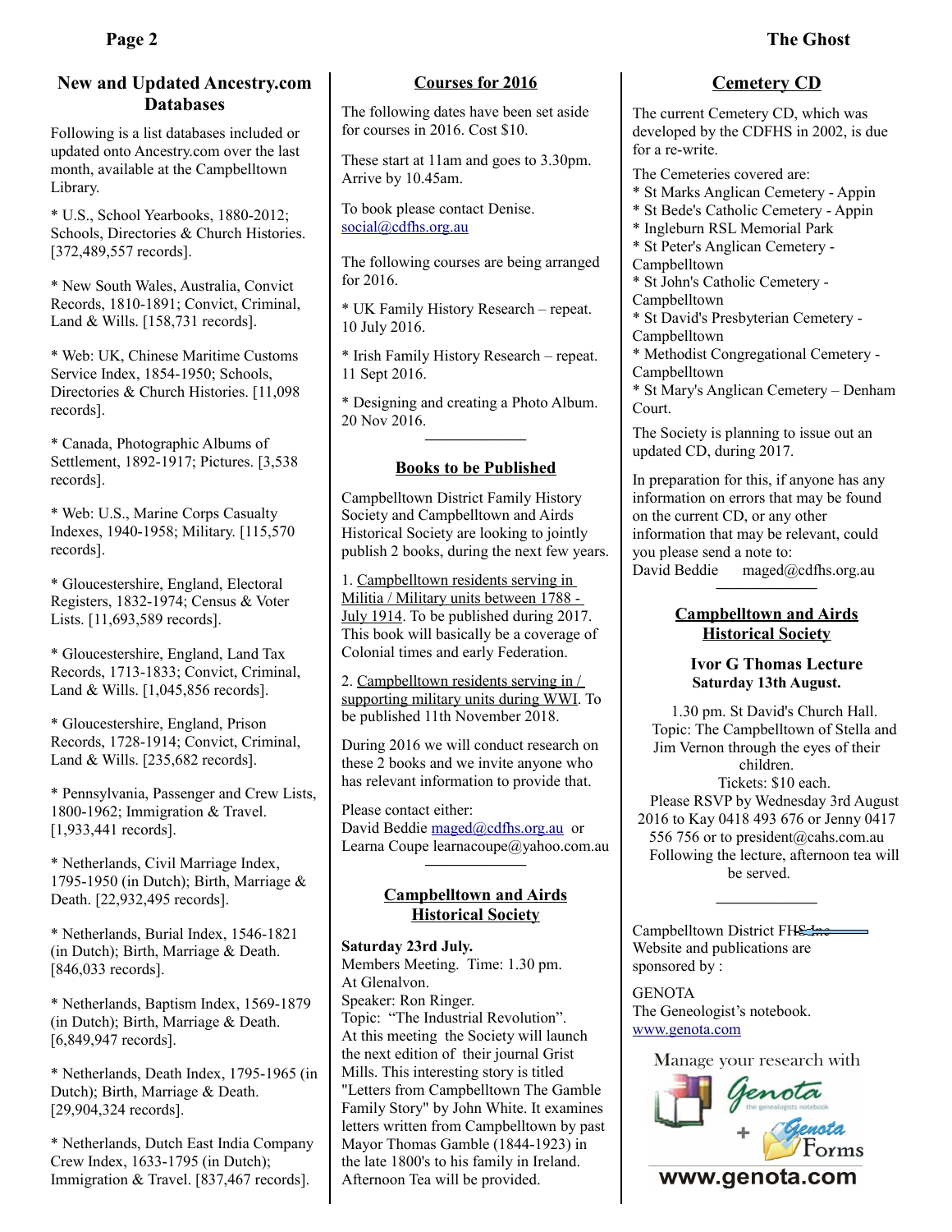## New and Updated Ancestry.com Databases

Following is a list databases included or updated onto Ancestry.com over the last month, available at the Campbelltown Library.

* U.S., School Yearbooks, 1880-2012; Schools, Directories & Church Histories. [372,489,557 records].

* New South Wales, Australia, Convict Records, 1810-1891; Convict, Criminal, Land & Wills. [158,731 records].

* Web: UK, Chinese Maritime Customs Service Index, 1854-1950; Schools, Directories & Church Histories. [11,098 records].

* Canada, Photographic Albums of Settlement, 1892-1917; Pictures. [3,538 records].

* Web: U.S., Marine Corps Casualty Indexes, 1940-1958; Military. [115,570 records].

* Gloucestershire, England, Electoral Registers, 1832-1974; Census & Voter Lists. [11,693,589 records].

* Gloucestershire, England, Land Tax Records, 1713-1833; Convict, Criminal, Land & Wills. [1,045,856 records].

* Gloucestershire, England, Prison Records, 1728-1914; Convict, Criminal, Land & Wills. [235,682 records].

* Pennsylvania, Passenger and Crew Lists, 1800-1962; Immigration & Travel. [1,933,441 records].

* Netherlands, Civil Marriage Index, 1795-1950 (in Dutch); Birth, Marriage & Death. [22,932,495 records].

* Netherlands, Burial Index, 1546-1821 (in Dutch); Birth, Marriage & Death. [846,033 records].

* Netherlands, Baptism Index, 1569-1879 (in Dutch); Birth, Marriage & Death. [6,849,947 records].

* Netherlands, Death Index, 1795-1965 (in Dutch); Birth, Marriage & Death. [29,904,324 records].

* Netherlands, Dutch East India Company Crew Index, 1633-1795 (in Dutch); Immigration & Travel. [837,467 records].

## Courses for 2016

The following dates have been set aside for courses in 2016. Cost $10.

These start at 11am and goes to 3.30pm. Arrive by 10.45am.

To book please contact Denise. social@cdfhs.org.au

The following courses are being arranged for 2016.

* UK Family History Research – repeat. 10 July 2016.

* Irish Family History Research – repeat. 11 Sept 2016.

* Designing and creating a Photo Album. 20 Nov 2016.

## Books to be Published

Campbelltown District Family History Society and Campbelltown and Airds Historical Society are looking to jointly publish 2 books, during the next few years.

1. Campbelltown residents serving in Militia / Military units between 1788 - July 1914. To be published during 2017. This book will basically be a coverage of Colonial times and early Federation.

2. Campbelltown residents serving in / supporting military units during WWI. To be published 11th November 2018.

During 2016 we will conduct research on these 2 books and we invite anyone who has relevant information to provide that.

Please contact either:
David Beddie maged@cdfhs.org.au or
Learna Coupe learnacoupe@yahoo.com.au

## Campbelltown and Airds Historical Society

**Saturday 23rd July.**
Members Meeting. Time: 1.30 pm.
At Glenalvon.
Speaker: Ron Ringer.
Topic: "The Industrial Revolution".
At this meeting the Society will launch the next edition of their journal Grist Mills. This interesting story is titled "Letters from Campbelltown The Gamble Family Story" by John White. It examines letters written from Campbelltown by past Mayor Thomas Gamble (1844-1923) in the late 1800's to his family in Ireland. Afternoon Tea will be provided.

## Cemetery CD

The current Cemetery CD, which was developed by the CDFHS in 2002, is due for a re-write.

The Cemeteries covered are:
* St Marks Anglican Cemetery - Appin
* St Bede's Catholic Cemetery - Appin
* Ingleburn RSL Memorial Park
* St Peter's Anglican Cemetery - Campbelltown
* St John's Catholic Cemetery - Campbelltown
* St David's Presbyterian Cemetery - Campbelltown
* Methodist Congregational Cemetery - Campbelltown
* St Mary's Anglican Cemetery – Denham Court.

The Society is planning to issue out an updated CD, during 2017.

In preparation for this, if anyone has any information on errors that may be found on the current CD, or any other information that may be relevant, could you please send a note to:
David Beddie maged@cdfhs.org.au

## Campbelltown and Airds Historical Society

**Ivor G Thomas Lecture**
**Saturday 13th August.**

1.30 pm. St David's Church Hall.
Topic: The Campbelltown of Stella and Jim Vernon through the eyes of their children.
Tickets: $10 each.
Please RSVP by Wednesday 3rd August 2016 to Kay 0418 493 676 or Jenny 0417 556 756 or to president@cahs.com.au
Following the lecture, afternoon tea will be served.

Campbelltown District FHS Inc Website and publications are sponsored by :

GENOTA
The Geneologist's notebook.
www.genota.com

Manage your research with Genota the genealogists notebook + Genota Forms
www.genota.com